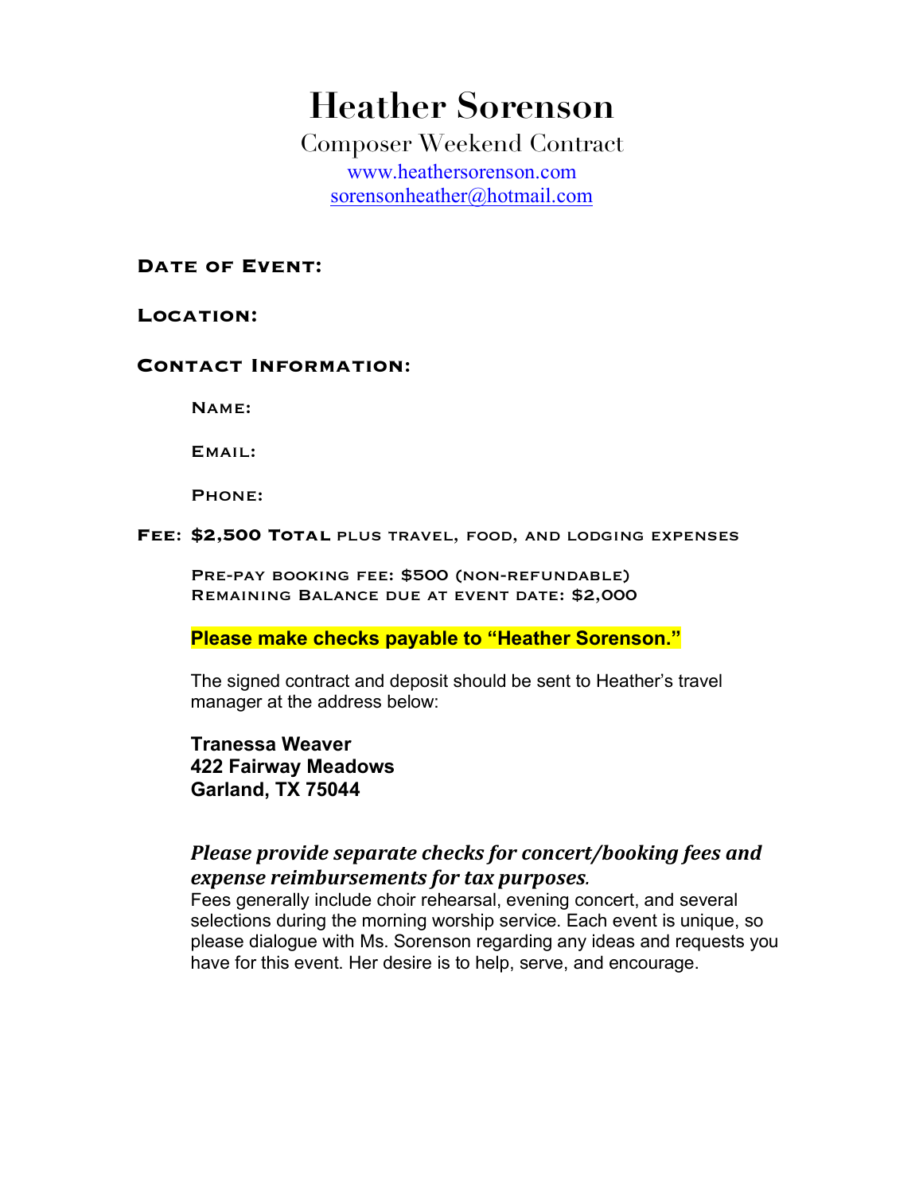# Heather Sorenson

## Composer Weekend Contract

www.heathersorenson.com
sorensonheather@hotmail.com

**Date of Event:**

**Location:**

**Contact Information:**

**Name:**

**Email:**

**Phone:**

**Fee: $2,500 Total** plus travel, food, and lodging expenses

Pre-pay booking fee: $500 (non-refundable)
Remaining Balance due at event date: $2,000

**Please make checks payable to "Heather Sorenson."**

The signed contract and deposit should be sent to Heather's travel manager at the address below:

**Tranessa Weaver**
**422 Fairway Meadows**
**Garland, TX 75044**

***Please provide separate checks for concert/booking fees and expense reimbursements for tax purposes.***

Fees generally include choir rehearsal, evening concert, and several selections during the morning worship service. Each event is unique, so please dialogue with Ms. Sorenson regarding any ideas and requests you have for this event. Her desire is to help, serve, and encourage.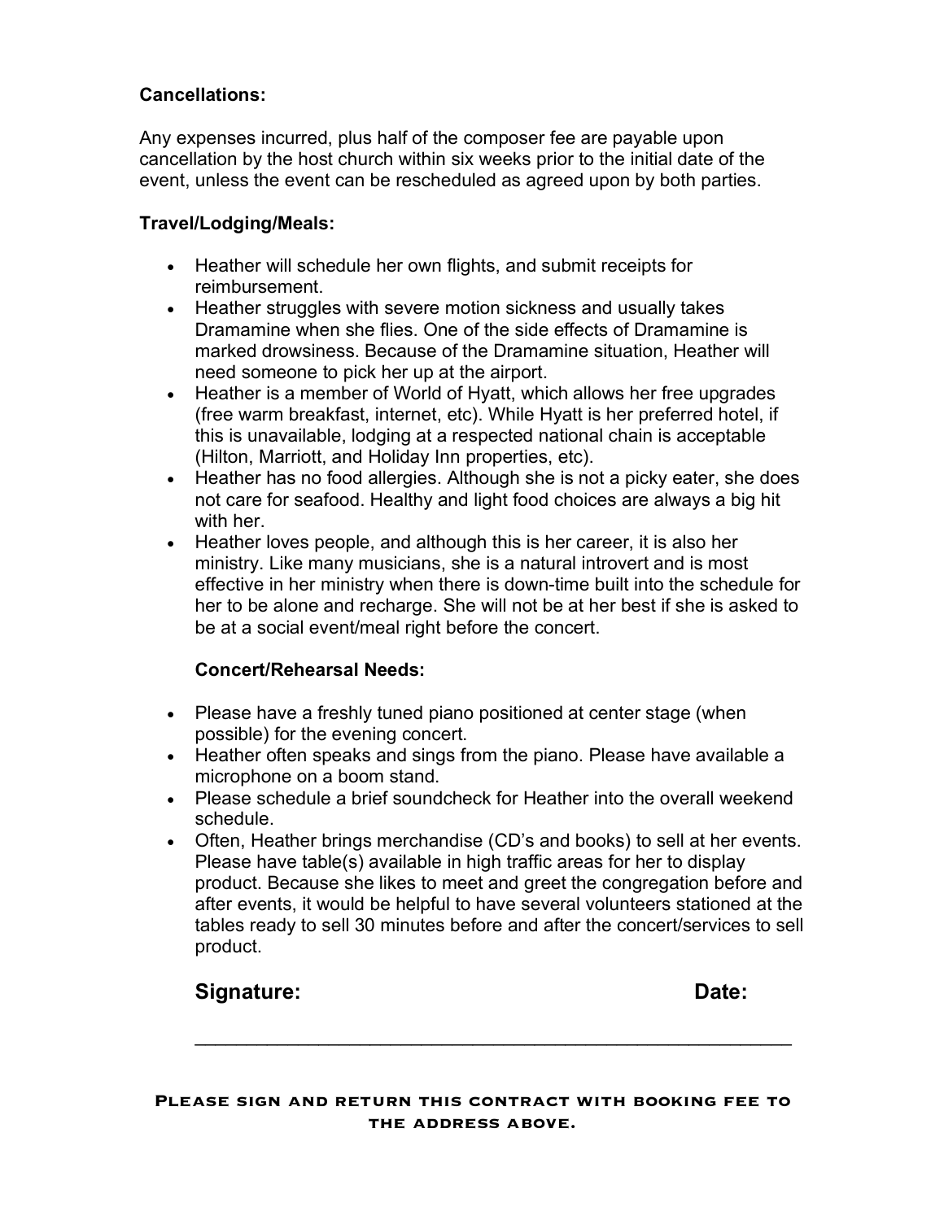**Cancellations:**

Any expenses incurred, plus half of the composer fee are payable upon cancellation by the host church within six weeks prior to the initial date of the event, unless the event can be rescheduled as agreed upon by both parties.

**Travel/Lodging/Meals:**

- Heather will schedule her own flights, and submit receipts for reimbursement.
- Heather struggles with severe motion sickness and usually takes Dramamine when she flies. One of the side effects of Dramamine is marked drowsiness. Because of the Dramamine situation, Heather will need someone to pick her up at the airport.
- Heather is a member of World of Hyatt, which allows her free upgrades (free warm breakfast, internet, etc). While Hyatt is her preferred hotel, if this is unavailable, lodging at a respected national chain is acceptable (Hilton, Marriott, and Holiday Inn properties, etc).
- Heather has no food allergies. Although she is not a picky eater, she does not care for seafood. Healthy and light food choices are always a big hit with her.
- Heather loves people, and although this is her career, it is also her ministry. Like many musicians, she is a natural introvert and is most effective in her ministry when there is down-time built into the schedule for her to be alone and recharge. She will not be at her best if she is asked to be at a social event/meal right before the concert.

**Concert/Rehearsal Needs:**

- Please have a freshly tuned piano positioned at center stage (when possible) for the evening concert.
- Heather often speaks and sings from the piano. Please have available a microphone on a boom stand.
- Please schedule a brief soundcheck for Heather into the overall weekend schedule.
- Often, Heather brings merchandise (CD's and books) to sell at her events. Please have table(s) available in high traffic areas for her to display product. Because she likes to meet and greet the congregation before and after events, it would be helpful to have several volunteers stationed at the tables ready to sell 30 minutes before and after the concert/services to sell product.

**Signature:** **Date:**

\_\_\_\_\_\_\_\_\_\_\_\_\_\_\_\_\_\_\_\_\_\_\_\_\_\_\_\_\_\_\_\_\_\_\_\_\_\_\_\_\_\_\_\_\_\_\_\_\_\_\_\_\_\_\_\_

**PLEASE SIGN AND RETURN THIS CONTRACT WITH BOOKING FEE TO THE ADDRESS ABOVE.**